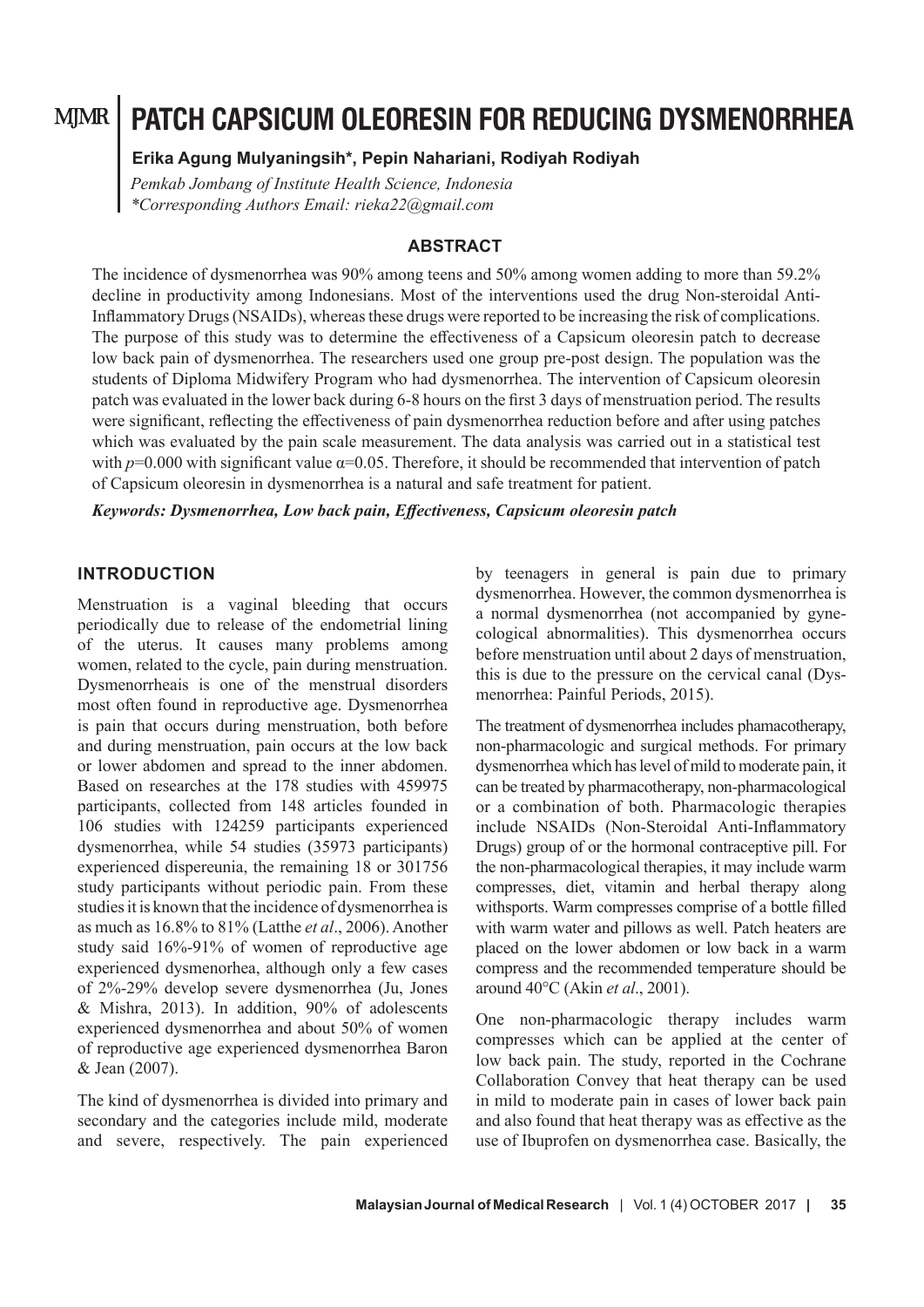# PATCH CAPSICUM OLEORESIN FOR REDUCING DYSMENORRHEA

**Erika Agung Mulyaningsih\*, Pepin Nahariani, Rodiyah Rodiyah**

*Pemkab Jombang of Institute Health Science, Indonesia*
*\*Corresponding Authors Email: rieka22@gmail.com*

## ABSTRACT

The incidence of dysmenorrhea was 90% among teens and 50% among women adding to more than 59.2% decline in productivity among Indonesians. Most of the interventions used the drug Non-steroidal Anti-Inflammatory Drugs (NSAIDs), whereas these drugs were reported to be increasing the risk of complications. The purpose of this study was to determine the effectiveness of a Capsicum oleoresin patch to decrease low back pain of dysmenorrhea. The researchers used one group pre-post design. The population was the students of Diploma Midwifery Program who had dysmenorrhea. The intervention of Capsicum oleoresin patch was evaluated in the lower back during 6-8 hours on the first 3 days of menstruation period. The results were significant, reflecting the effectiveness of pain dysmenorrhea reduction before and after using patches which was evaluated by the pain scale measurement. The data analysis was carried out in a statistical test with $p$=0.000 with significant value α=0.05. Therefore, it should be recommended that intervention of patch of Capsicum oleoresin in dysmenorrhea is a natural and safe treatment for patient.

***Keywords: Dysmenorrhea, Low back pain, Effectiveness, Capsicum oleoresin patch***

## INTRODUCTION

Menstruation is a vaginal bleeding that occurs periodically due to release of the endometrial lining of the uterus. It causes many problems among women, related to the cycle, pain during menstruation. Dysmenorrheais is one of the menstrual disorders most often found in reproductive age. Dysmenorrhea is pain that occurs during menstruation, both before and during menstruation, pain occurs at the low back or lower abdomen and spread to the inner abdomen. Based on researches at the 178 studies with 459975 participants, collected from 148 articles founded in 106 studies with 124259 participants experienced dysmenorrhea, while 54 studies (35973 participants) experienced dispereunia, the remaining 18 or 301756 study participants without periodic pain. From these studies it is known that the incidence of dysmenorrhea is as much as 16.8% to 81% (Latthe *et al*., 2006). Another study said 16%-91% of women of reproductive age experienced dysmenorrhea, although only a few cases of 2%-29% develop severe dysmenorrhea (Ju, Jones & Mishra, 2013). In addition, 90% of adolescents experienced dysmenorrhea and about 50% of women of reproductive age experienced dysmenorrhea Baron & Jean (2007).

The kind of dysmenorrhea is divided into primary and secondary and the categories include mild, moderate and severe, respectively. The pain experienced by teenagers in general is pain due to primary dysmenorrhea. However, the common dysmenorrhea is a normal dysmenorrhea (not accompanied by gynecological abnormalities). This dysmenorrhea occurs before menstruation until about 2 days of menstruation, this is due to the pressure on the cervical canal (Dysmenorrhea: Painful Periods, 2015).

The treatment of dysmenorrhea includes phamacotherapy, non-pharmacologic and surgical methods. For primary dysmenorrhea which has level of mild to moderate pain, it can be treated by pharmacotherapy, non-pharmacological or a combination of both. Pharmacologic therapies include NSAIDs (Non-Steroidal Anti-Inflammatory Drugs) group of or the hormonal contraceptive pill. For the non-pharmacological therapies, it may include warm compresses, diet, vitamin and herbal therapy along withsports. Warm compresses comprise of a bottle filled with warm water and pillows as well. Patch heaters are placed on the lower abdomen or low back in a warm compress and the recommended temperature should be around 40°C (Akin *et al*., 2001).

One non-pharmacologic therapy includes warm compresses which can be applied at the center of low back pain. The study, reported in the Cochrane Collaboration Convey that heat therapy can be used in mild to moderate pain in cases of lower back pain and also found that heat therapy was as effective as the use of Ibuprofen on dysmenorrhea case. Basically, the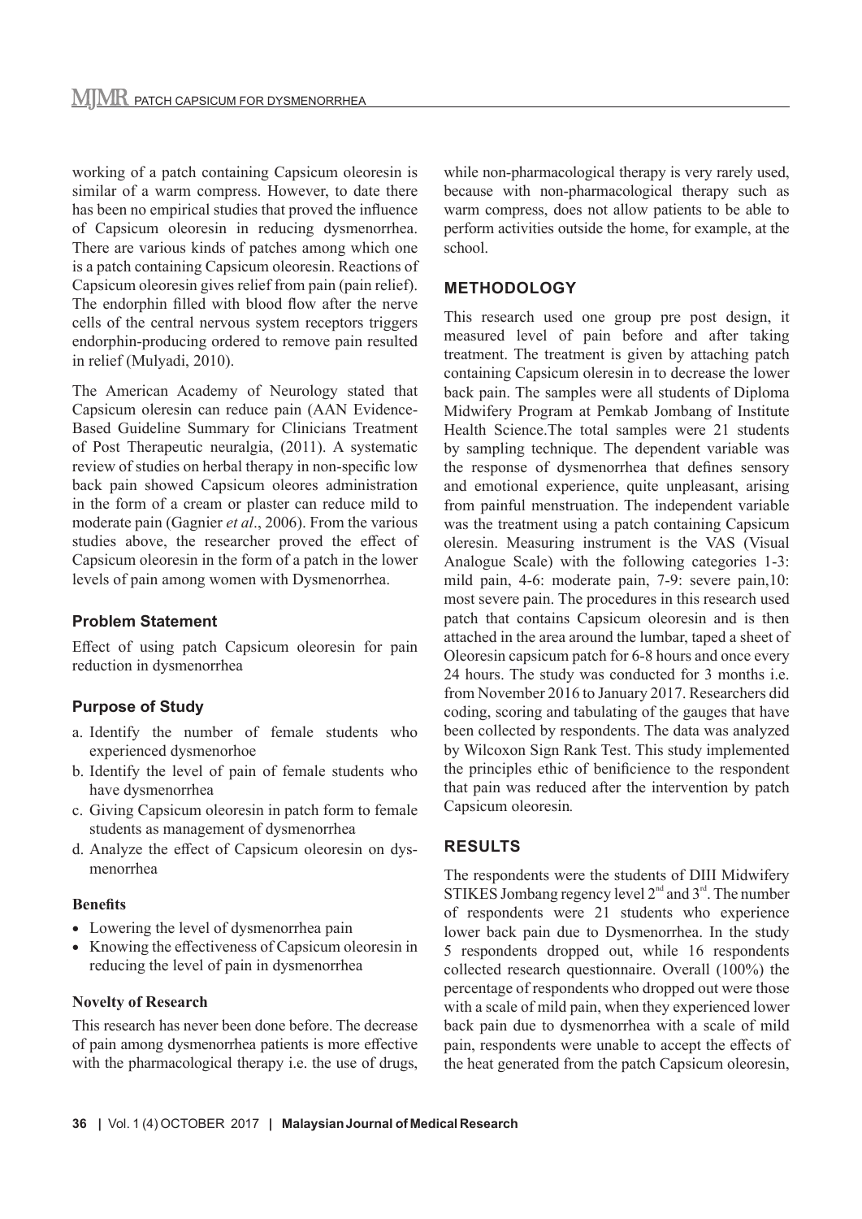working of a patch containing Capsicum oleoresin is similar of a warm compress. However, to date there has been no empirical studies that proved the influence of Capsicum oleoresin in reducing dysmenorrhea. There are various kinds of patches among which one is a patch containing Capsicum oleoresin. Reactions of Capsicum oleoresin gives relief from pain (pain relief). The endorphin filled with blood flow after the nerve cells of the central nervous system receptors triggers endorphin-producing ordered to remove pain resulted in relief (Mulyadi, 2010).

The American Academy of Neurology stated that Capsicum oleresin can reduce pain (AAN Evidence-Based Guideline Summary for Clinicians Treatment of Post Therapeutic neuralgia, (2011). A systematic review of studies on herbal therapy in non-specific low back pain showed Capsicum oleores administration in the form of a cream or plaster can reduce mild to moderate pain (Gagnier *et al*., 2006). From the various studies above, the researcher proved the effect of Capsicum oleoresin in the form of a patch in the lower levels of pain among women with Dysmenorrhea.

### Problem Statement

Effect of using patch Capsicum oleoresin for pain reduction in dysmenorrhea

### Purpose of Study

a. Identify the number of female students who experienced dysmenorhoe
b. Identify the level of pain of female students who have dysmenorrhea
c. Giving Capsicum oleoresin in patch form to female students as management of dysmenorrhea
d. Analyze the effect of Capsicum oleoresin on dysmenorrhea

#### Benefits

- Lowering the level of dysmenorrhea pain
- Knowing the effectiveness of Capsicum oleoresin in reducing the level of pain in dysmenorrhea

#### Novelty of Research

This research has never been done before. The decrease of pain among dysmenorrhea patients is more effective with the pharmacological therapy i.e. the use of drugs, while non-pharmacological therapy is very rarely used, because with non-pharmacological therapy such as warm compress, does not allow patients to be able to perform activities outside the home, for example, at the school.

## METHODOLOGY

This research used one group pre post design, it measured level of pain before and after taking treatment. The treatment is given by attaching patch containing Capsicum oleresin in to decrease the lower back pain. The samples were all students of Diploma Midwifery Program at Pemkab Jombang of Institute Health Science.The total samples were 21 students by sampling technique. The dependent variable was the response of dysmenorrhea that defines sensory and emotional experience, quite unpleasant, arising from painful menstruation. The independent variable was the treatment using a patch containing Capsicum oleresin. Measuring instrument is the VAS (Visual Analogue Scale) with the following categories 1-3: mild pain, 4-6: moderate pain, 7-9: severe pain,10: most severe pain. The procedures in this research used patch that contains Capsicum oleoresin and is then attached in the area around the lumbar, taped a sheet of Oleoresin capsicum patch for 6-8 hours and once every 24 hours. The study was conducted for 3 months i.e. from November 2016 to January 2017. Researchers did coding, scoring and tabulating of the gauges that have been collected by respondents. The data was analyzed by Wilcoxon Sign Rank Test. This study implemented the principles ethic of benificience to the respondent that pain was reduced after the intervention by patch Capsicum oleoresin.

## RESULTS

The respondents were the students of DIII Midwifery STIKES Jombang regency level 2nd and 3rd. The number of respondents were 21 students who experience lower back pain due to Dysmenorrhea. In the study 5 respondents dropped out, while 16 respondents collected research questionnaire. Overall (100%) the percentage of respondents who dropped out were those with a scale of mild pain, when they experienced lower back pain due to dysmenorrhea with a scale of mild pain, respondents were unable to accept the effects of the heat generated from the patch Capsicum oleoresin,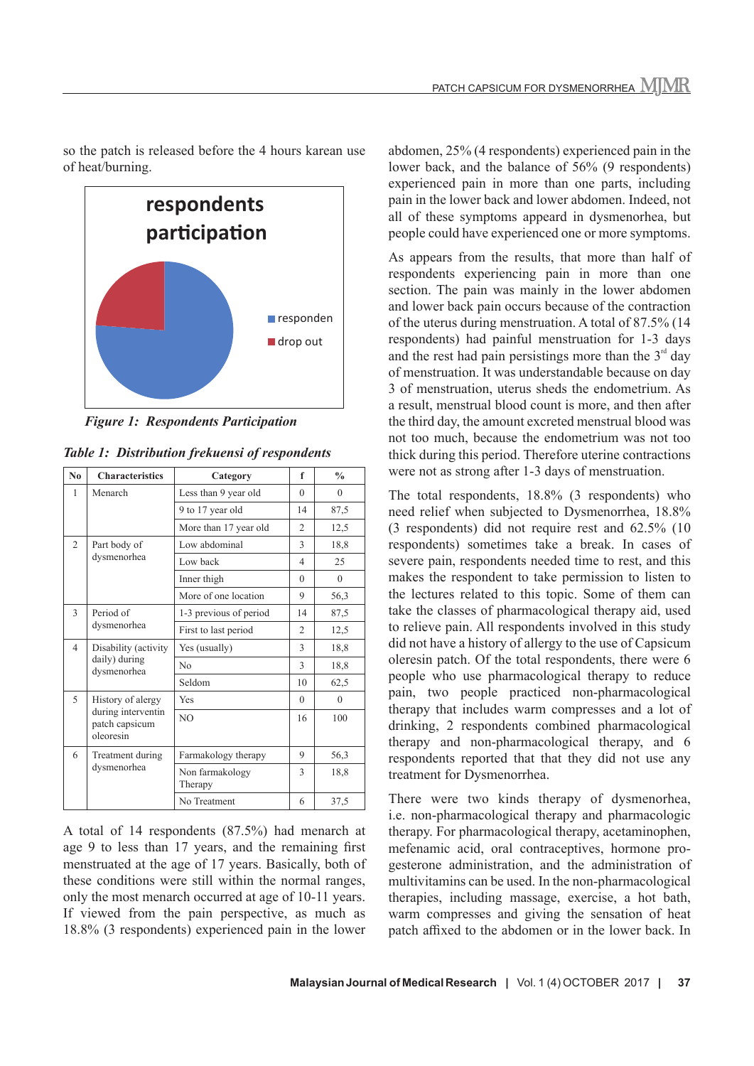so the patch is released before the 4 hours karean use of heat/burning.

*Figure 1: Respondents Participation*

*Table 1: Distribution frekuensi of respondents*

| No | Characteristics | Category | f | % |
|---|---|---|---|---|
| 1 | Menarch | Less than 9 year old | 0 | 0 |
| | | 9 to 17 year old | 14 | 87,5 |
| | | More than 17 year old | 2 | 12,5 |
| 2 | Part body of dysmenorhea | Low abdominal | 3 | 18,8 |
| | | Low back | 4 | 25 |
| | | Inner thigh | 0 | 0 |
| | | More of one location | 9 | 56,3 |
| 3 | Period of dysmenorhea | 1-3 previous of period | 14 | 87,5 |
| | | First to last period | 2 | 12,5 |
| 4 | Disability (activity daily) during dysmenorhea | Yes (usually) | 3 | 18,8 |
| | | No | 3 | 18,8 |
| | | Seldom | 10 | 62,5 |
| 5 | History of alergy during interventin patch capsicum oleoresin | Yes | 0 | 0 |
| | | NO | 16 | 100 |
| 6 | Treatment during dysmenorhea | Farmakology therapy | 9 | 56,3 |
| | | Non farmakology Therapy | 3 | 18,8 |
| | | No Treatment | 6 | 37,5 |

A total of 14 respondents (87.5%) had menarch at age 9 to less than 17 years, and the remaining first menstruated at the age of 17 years. Basically, both of these conditions were still within the normal ranges, only the most menarch occurred at age of 10-11 years. If viewed from the pain perspective, as much as 18.8% (3 respondents) experienced pain in the lower abdomen, 25% (4 respondents) experienced pain in the lower back, and the balance of 56% (9 respondents) experienced pain in more than one parts, including pain in the lower back and lower abdomen. Indeed, not all of these symptoms appeared in dysmenorhea, but people could have experienced one or more symptoms.

As appears from the results, that more than half of respondents experiencing pain in more than one section. The pain was mainly in the lower abdomen and lower back pain occurs because of the contraction of the uterus during menstruation. A total of 87.5% (14 respondents) had painful menstruation for 1-3 days and the rest had pain persistings more than the 3rd day of menstruation. It was understandable because on day 3 of menstruation, uterus sheds the endometrium. As a result, menstrual blood count is more, and then after the third day, the amount excreted menstrual blood was not too much, because the endometrium was not too thick during this period. Therefore uterine contractions were not as strong after 1-3 days of menstruation.

The total respondents, 18.8% (3 respondents) who need relief when subjected to Dysmenorrhea, 18.8% (3 respondents) did not require rest and 62.5% (10 respondents) sometimes take a break. In cases of severe pain, respondents needed time to rest, and this makes the respondent to take permission to listen to the lectures related to this topic. Some of them can take the classes of pharmacological therapy aid, used to relieve pain. All respondents involved in this study did not have a history of allergy to the use of Capsicum oleresin patch. Of the total respondents, there were 6 people who use pharmacological therapy to reduce pain, two people practiced non-pharmacological therapy that includes warm compresses and a lot of drinking, 2 respondents combined pharmacological therapy and non-pharmacological therapy, and 6 respondents reported that that they did not use any treatment for Dysmenorrhea.

There were two kinds therapy of dysmenorhea, i.e. non-pharmacological therapy and pharmacologic therapy. For pharmacological therapy, acetaminophen, mefenamic acid, oral contraceptives, hormone progesterone administration, and the administration of multivitamins can be used. In the non-pharmacological therapies, including massage, exercise, a hot bath, warm compresses and giving the sensation of heat patch affixed to the abdomen or in the lower back. In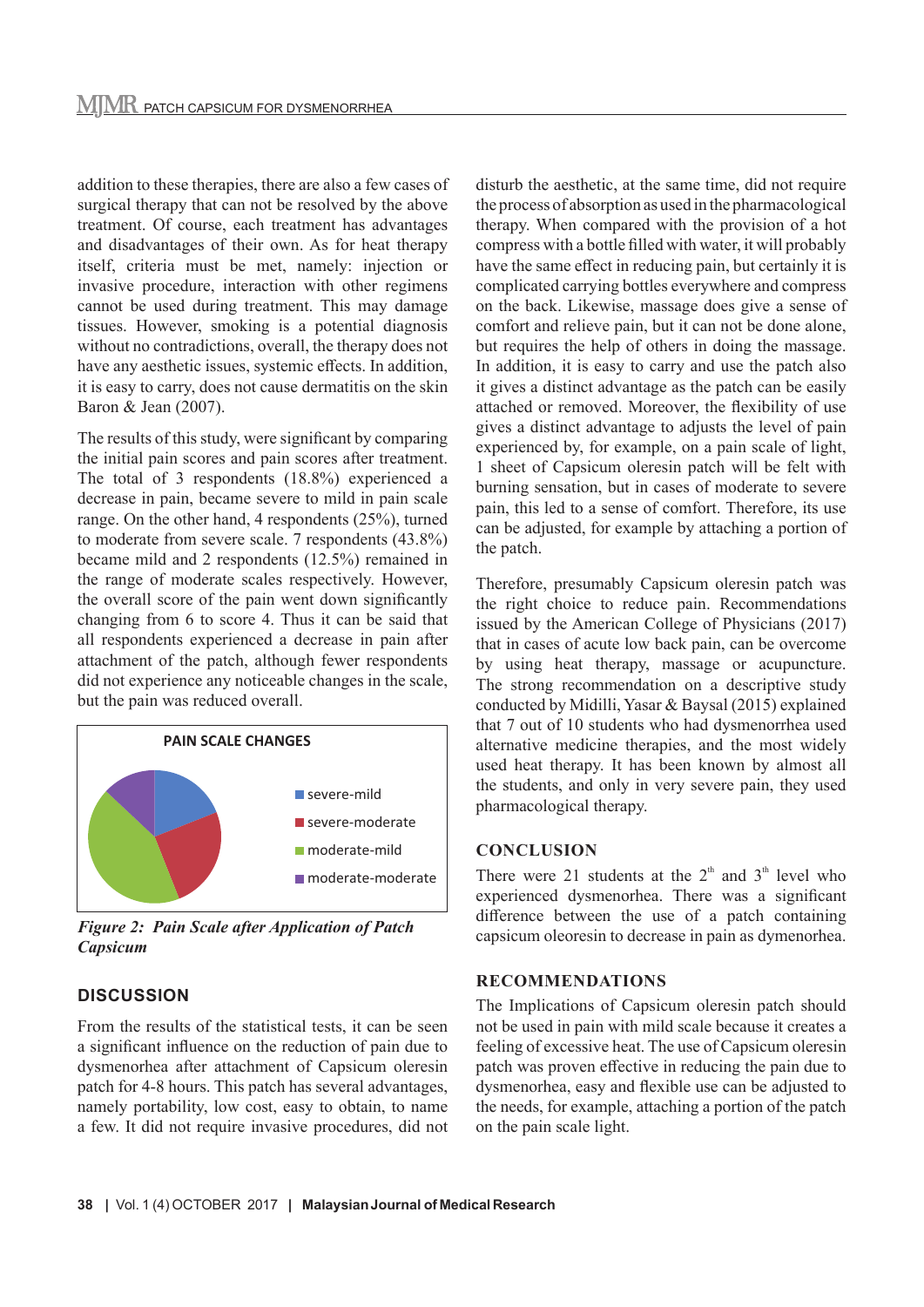addition to these therapies, there are also a few cases of surgical therapy that can not be resolved by the above treatment. Of course, each treatment has advantages and disadvantages of their own. As for heat therapy itself, criteria must be met, namely: injection or invasive procedure, interaction with other regimens cannot be used during treatment. This may damage tissues. However, smoking is a potential diagnosis without no contradictions, overall, the therapy does not have any aesthetic issues, systemic effects. In addition, it is easy to carry, does not cause dermatitis on the skin Baron & Jean (2007).

The results of this study, were significant by comparing the initial pain scores and pain scores after treatment. The total of 3 respondents (18.8%) experienced a decrease in pain, became severe to mild in pain scale range. On the other hand, 4 respondents (25%), turned to moderate from severe scale. 7 respondents (43.8%) became mild and 2 respondents (12.5%) remained in the range of moderate scales respectively. However, the overall score of the pain went down significantly changing from 6 to score 4. Thus it can be said that all respondents experienced a decrease in pain after attachment of the patch, although fewer respondents did not experience any noticeable changes in the scale, but the pain was reduced overall.

PAIN SCALE CHANGES

- severe-mild
- severe-moderate
- moderate-mild
- moderate-moderate

*Figure 2: Pain Scale after Application of Patch Capsicum*

## DISCUSSION

From the results of the statistical tests, it can be seen a significant influence on the reduction of pain due to dysmenorhea after attachment of Capsicum oleresin patch for 4-8 hours. This patch has several advantages, namely portability, low cost, easy to obtain, to name a few. It did not require invasive procedures, did not disturb the aesthetic, at the same time, did not require the process of absorption as used in the pharmacological therapy. When compared with the provision of a hot compress with a bottle filled with water, it will probably have the same effect in reducing pain, but certainly it is complicated carrying bottles everywhere and compress on the back. Likewise, massage does give a sense of comfort and relieve pain, but it can not be done alone, but requires the help of others in doing the massage. In addition, it is easy to carry and use the patch also it gives a distinct advantage as the patch can be easily attached or removed. Moreover, the flexibility of use gives a distinct advantage to adjusts the level of pain experienced by, for example, on a pain scale of light, 1 sheet of Capsicum oleresin patch will be felt with burning sensation, but in cases of moderate to severe pain, this led to a sense of comfort. Therefore, its use can be adjusted, for example by attaching a portion of the patch.

Therefore, presumably Capsicum oleresin patch was the right choice to reduce pain. Recommendations issued by the American College of Physicians (2017) that in cases of acute low back pain, can be overcome by using heat therapy, massage or acupuncture. The strong recommendation on a descriptive study conducted by Midilli, Yasar & Baysal (2015) explained that 7 out of 10 students who had dysmenorrhea used alternative medicine therapies, and the most widely used heat therapy. It has been known by almost all the students, and only in very severe pain, they used pharmacological therapy.

## CONCLUSION

There were 21 students at the 2[th] and 3[th] level who experienced dysmenorhea. There was a significant difference between the use of a patch containing capsicum oleoresin to decrease in pain as dymenorhea.

## RECOMMENDATIONS

The Implications of Capsicum oleresin patch should not be used in pain with mild scale because it creates a feeling of excessive heat. The use of Capsicum oleresin patch was proven effective in reducing the pain due to dysmenorhea, easy and flexible use can be adjusted to the needs, for example, attaching a portion of the patch on the pain scale light.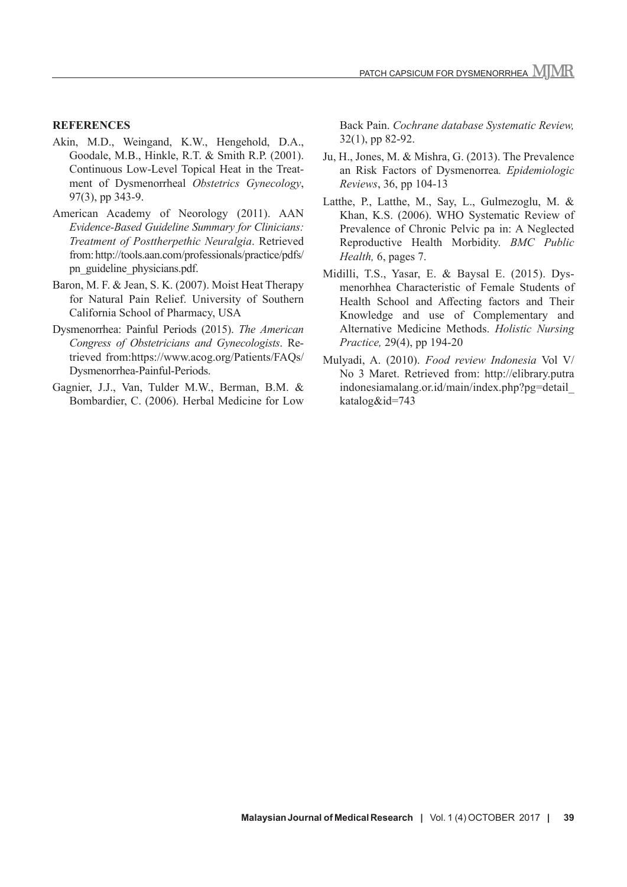**REFERENCES**

Akin, M.D., Weingand, K.W., Hengehold, D.A., Goodale, M.B., Hinkle, R.T. & Smith R.P. (2001). Continuous Low-Level Topical Heat in the Treatment of Dysmenorrheal *Obstetrics Gynecology*, 97(3), pp 343-9.

American Academy of Neorology (2011). AAN *Evidence-Based Guideline Summary for Clinicians: Treatment of Posttherpethic Neuralgia*. Retrieved from: http://tools.aan.com/professionals/practice/pdfs/pn_guideline_physicians.pdf.

Baron, M. F. & Jean, S. K. (2007). Moist Heat Therapy for Natural Pain Relief. University of Southern California School of Pharmacy, USA

Dysmenorrhea: Painful Periods (2015). *The American Congress of Obstetricians and Gynecologists*. Retrieved from:https://www.acog.org/Patients/FAQs/Dysmenorrhea-Painful-Periods.

Gagnier, J.J., Van, Tulder M.W., Berman, B.M. & Bombardier, C. (2006). Herbal Medicine for Low Back Pain. *Cochrane database Systematic Review,* 32(1), pp 82-92.

Ju, H., Jones, M. & Mishra, G. (2013). The Prevalence an Risk Factors of Dysmenorrea*. Epidemiologic Reviews*, 36, pp 104-13

Latthe, P., Latthe, M., Say, L., Gulmezoglu, M. & Khan, K.S. (2006). WHO Systematic Review of Prevalence of Chronic Pelvic pa in: A Neglected Reproductive Health Morbidity. *BMC Public Health,* 6, pages 7.

Midilli, T.S., Yasar, E. & Baysal E. (2015). Dysmenorhhea Characteristic of Female Students of Health School and Affecting factors and Their Knowledge and use of Complementary and Alternative Medicine Methods. *Holistic Nursing Practice,* 29(4), pp 194-20

Mulyadi, A. (2010). *Food review Indonesia* Vol V/ No 3 Maret. Retrieved from: http://elibrary.putraindonesiamalang.or.id/main/index.php?pg=detail_katalog&id=743